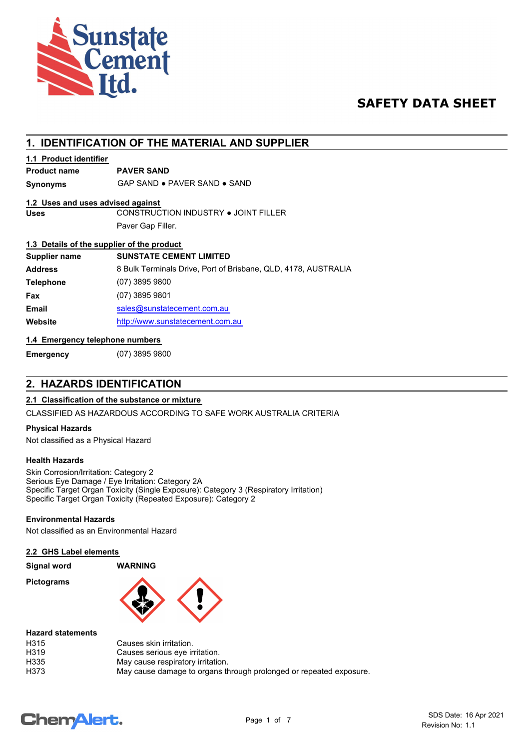# SAFETY DATA SHEET

## 1. IDENTIFICATION OF THE MATERIAL AND SUPPLIER

### 1.1 Product identifier

| | |
|---|---|
| **Product name** | **PAVER SAND** |
| **Synonyms** | GAP SAND ● PAVER SAND ● SAND |

### 1.2 Uses and uses advised against

| | |
|---|---|
| **Uses** | CONSTRUCTION INDUSTRY ● JOINT FILLER |
| | Paver Gap Filler. |

### 1.3 Details of the supplier of the product

| | |
|---|---|
| **Supplier name** | **SUNSTATE CEMENT LIMITED** |
| **Address** | 8 Bulk Terminals Drive, Port of Brisbane, QLD, 4178, AUSTRALIA |
| **Telephone** | (07) 3895 9800 |
| **Fax** | (07) 3895 9801 |
| **Email** | sales@sunstatecement.com.au |
| **Website** | http://www.sunstatecement.com.au |

### 1.4 Emergency telephone numbers

| | |
|---|---|
| **Emergency** | (07) 3895 9800 |

## 2. HAZARDS IDENTIFICATION

### 2.1 Classification of the substance or mixture

CLASSIFIED AS HAZARDOUS ACCORDING TO SAFE WORK AUSTRALIA CRITERIA

**Physical Hazards**

Not classified as a Physical Hazard

**Health Hazards**

Skin Corrosion/Irritation: Category 2
Serious Eye Damage / Eye Irritation: Category 2A
Specific Target Organ Toxicity (Single Exposure): Category 3 (Respiratory Irritation)
Specific Target Organ Toxicity (Repeated Exposure): Category 2

**Environmental Hazards**

Not classified as an Environmental Hazard

### 2.2 GHS Label elements

| | |
|---|---|
| **Signal word** | **WARNING** |
| **Pictograms** | |

**Hazard statements**

| | |
|---|---|
| H315 | Causes skin irritation. |
| H319 | Causes serious eye irritation. |
| H335 | May cause respiratory irritation. |
| H373 | May cause damage to organs through prolonged or repeated exposure. |

SDS Date: 16 Apr 2021
Revision No: 1.1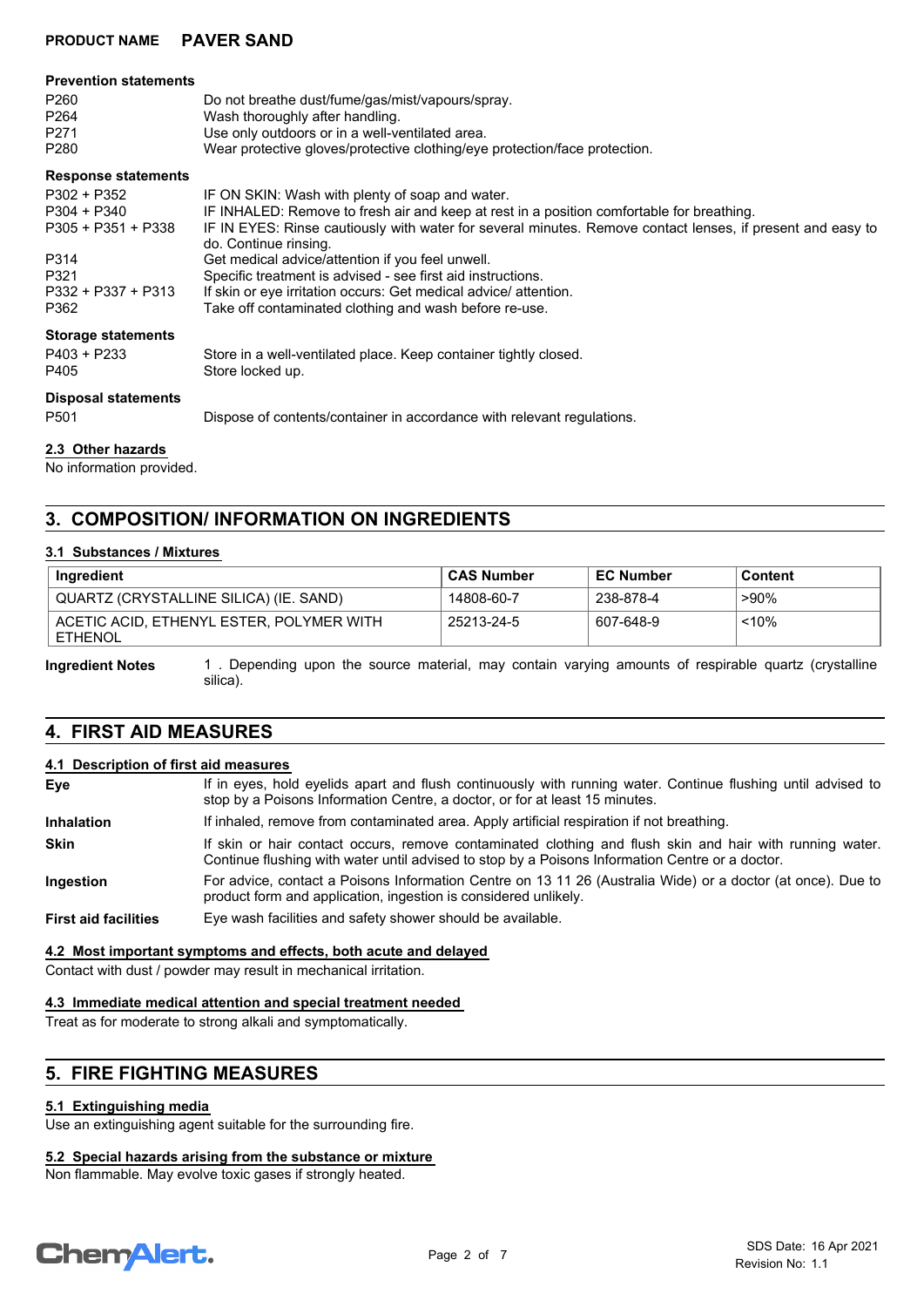**Prevention statements**

| | |
|---|---|
| P260 | Do not breathe dust/fume/gas/mist/vapours/spray. |
| P264 | Wash thoroughly after handling. |
| P271 | Use only outdoors or in a well-ventilated area. |
| P280 | Wear protective gloves/protective clothing/eye protection/face protection. |

**Response statements**

| | |
|---|---|
| P302 + P352 | IF ON SKIN: Wash with plenty of soap and water. |
| P304 + P340 | IF INHALED: Remove to fresh air and keep at rest in a position comfortable for breathing. |
| P305 + P351 + P338 | IF IN EYES: Rinse cautiously with water for several minutes. Remove contact lenses, if present and easy to do. Continue rinsing. |
| P314 | Get medical advice/attention if you feel unwell. |
| P321 | Specific treatment is advised - see first aid instructions. |
| P332 + P337 + P313 | If skin or eye irritation occurs: Get medical advice/ attention. |
| P362 | Take off contaminated clothing and wash before re-use. |

**Storage statements**

| | |
|---|---|
| P403 + P233 | Store in a well-ventilated place. Keep container tightly closed. |
| P405 | Store locked up. |

**Disposal statements**

| | |
|---|---|
| P501 | Dispose of contents/container in accordance with relevant regulations. |

### 2.3 Other hazards

No information provided.

## 3. COMPOSITION/ INFORMATION ON INGREDIENTS

### 3.1 Substances / Mixtures

| Ingredient | CAS Number | EC Number | Content |
|---|---|---|---|
| QUARTZ (CRYSTALLINE SILICA) (IE. SAND) | 14808-60-7 | 238-878-4 | >90% |
| ACETIC ACID, ETHENYL ESTER, POLYMER WITH ETHENOL | 25213-24-5 | 607-648-9 | <10% |

**Ingredient Notes** 1 . Depending upon the source material, may contain varying amounts of respirable quartz (crystalline silica).

## 4. FIRST AID MEASURES

### 4.1 Description of first aid measures

**Eye** If in eyes, hold eyelids apart and flush continuously with running water. Continue flushing until advised to stop by a Poisons Information Centre, a doctor, or for at least 15 minutes.

**Inhalation** If inhaled, remove from contaminated area. Apply artificial respiration if not breathing.

**Skin** If skin or hair contact occurs, remove contaminated clothing and flush skin and hair with running water. Continue flushing with water until advised to stop by a Poisons Information Centre or a doctor.

**Ingestion** For advice, contact a Poisons Information Centre on 13 11 26 (Australia Wide) or a doctor (at once). Due to product form and application, ingestion is considered unlikely.

**First aid facilities** Eye wash facilities and safety shower should be available.

### 4.2 Most important symptoms and effects, both acute and delayed

Contact with dust / powder may result in mechanical irritation.

### 4.3 Immediate medical attention and special treatment needed

Treat as for moderate to strong alkali and symptomatically.

## 5. FIRE FIGHTING MEASURES

### 5.1 Extinguishing media

Use an extinguishing agent suitable for the surrounding fire.

### 5.2 Special hazards arising from the substance or mixture

Non flammable. May evolve toxic gases if strongly heated.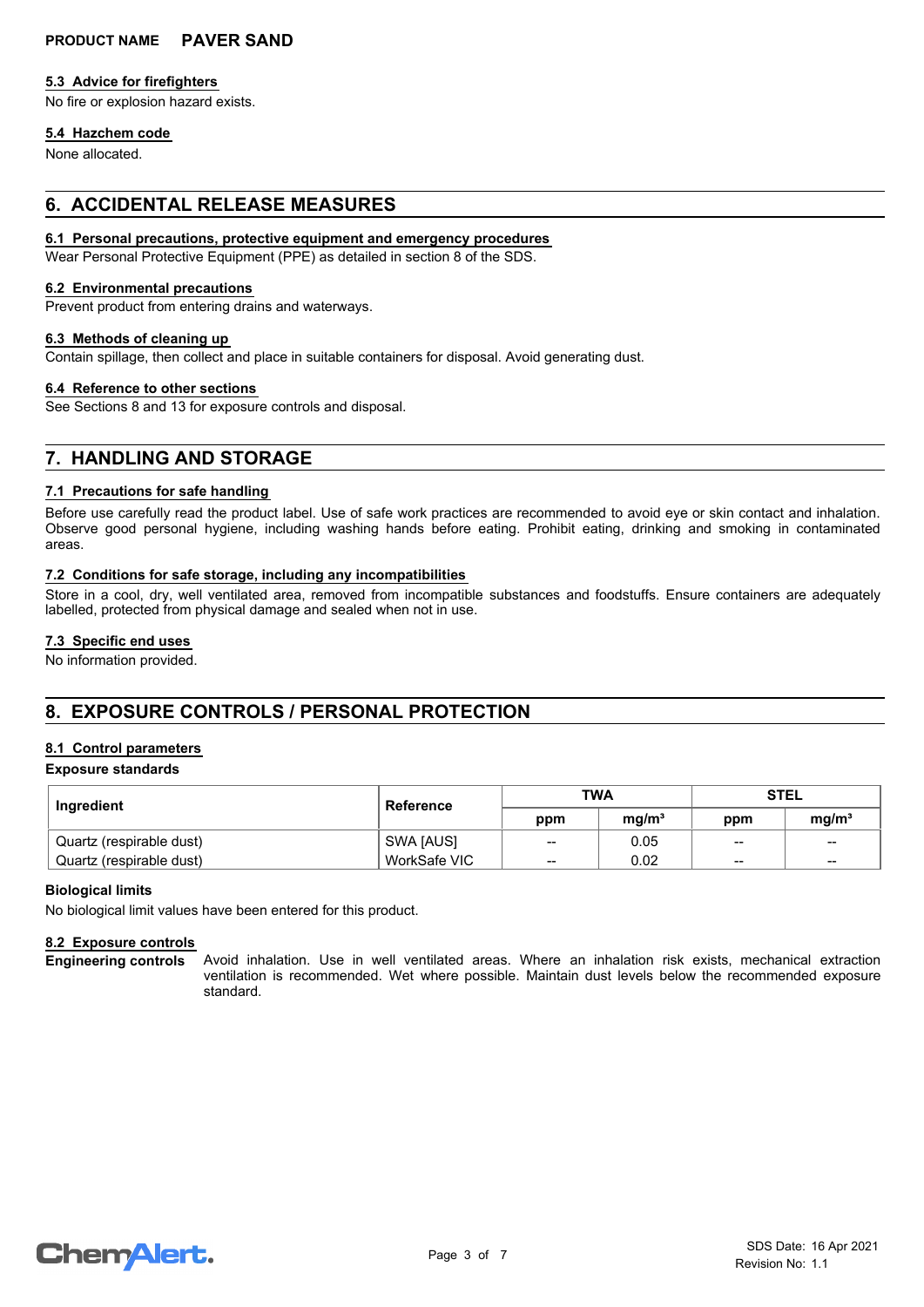### 5.3 Advice for firefighters

No fire or explosion hazard exists.

### 5.4 Hazchem code

None allocated.

## 6. ACCIDENTAL RELEASE MEASURES

### 6.1 Personal precautions, protective equipment and emergency procedures

Wear Personal Protective Equipment (PPE) as detailed in section 8 of the SDS.

### 6.2 Environmental precautions

Prevent product from entering drains and waterways.

### 6.3 Methods of cleaning up

Contain spillage, then collect and place in suitable containers for disposal. Avoid generating dust.

### 6.4 Reference to other sections

See Sections 8 and 13 for exposure controls and disposal.

## 7. HANDLING AND STORAGE

### 7.1 Precautions for safe handling

Before use carefully read the product label. Use of safe work practices are recommended to avoid eye or skin contact and inhalation. Observe good personal hygiene, including washing hands before eating. Prohibit eating, drinking and smoking in contaminated areas.

### 7.2 Conditions for safe storage, including any incompatibilities

Store in a cool, dry, well ventilated area, removed from incompatible substances and foodstuffs. Ensure containers are adequately labelled, protected from physical damage and sealed when not in use.

### 7.3 Specific end uses

No information provided.

## 8. EXPOSURE CONTROLS / PERSONAL PROTECTION

### 8.1 Control parameters

**Exposure standards**

| Ingredient | Reference | TWA | | STEL | |
|---|---|---|---|---|---|
| | | ppm | mg/m³ | ppm | mg/m³ |
| Quartz (respirable dust) | SWA [AUS] | -- | 0.05 | -- | -- |
| Quartz (respirable dust) | WorkSafe VIC | -- | 0.02 | -- | -- |

**Biological limits**

No biological limit values have been entered for this product.

### 8.2 Exposure controls

**Engineering controls** Avoid inhalation. Use in well ventilated areas. Where an inhalation risk exists, mechanical extraction ventilation is recommended. Wet where possible. Maintain dust levels below the recommended exposure standard.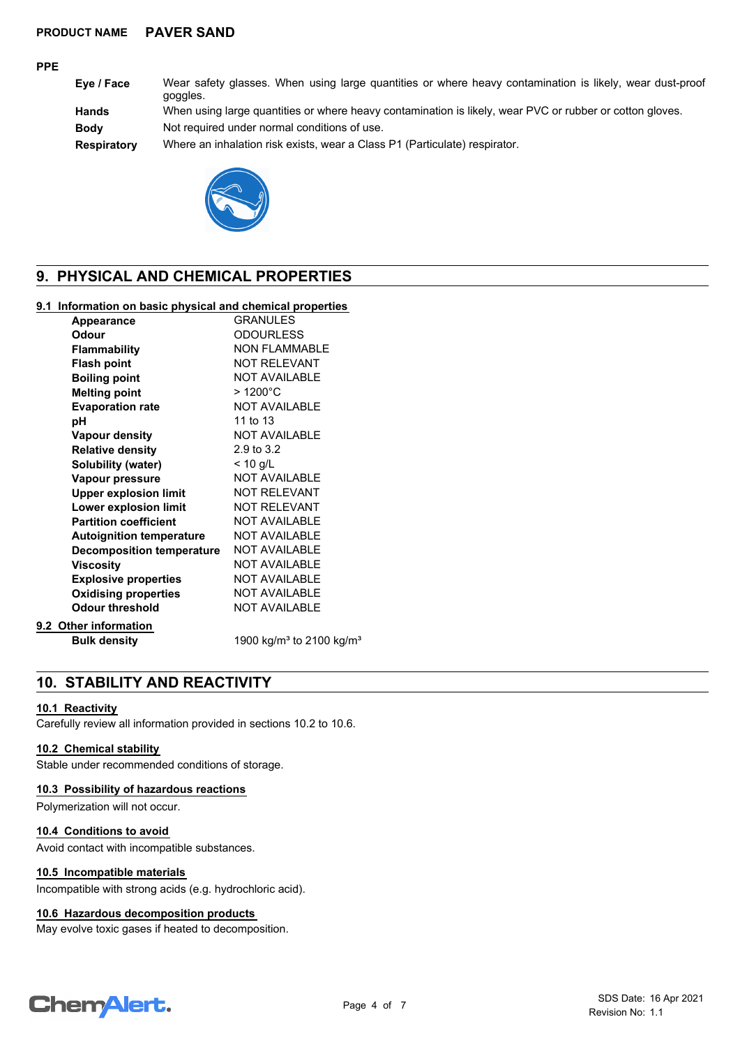**PRODUCT NAME** **PAVER SAND**

**PPE**

| | |
|---|---|
| **Eye / Face** | Wear safety glasses. When using large quantities or where heavy contamination is likely, wear dust-proof goggles. |
| **Hands** | When using large quantities or where heavy contamination is likely, wear PVC or rubber or cotton gloves. |
| **Body** | Not required under normal conditions of use. |
| **Respiratory** | Where an inhalation risk exists, wear a Class P1 (Particulate) respirator. |

## 9. PHYSICAL AND CHEMICAL PROPERTIES

### 9.1 Information on basic physical and chemical properties

| | |
|---|---|
| **Appearance** | GRANULES |
| **Odour** | ODOURLESS |
| **Flammability** | NON FLAMMABLE |
| **Flash point** | NOT RELEVANT |
| **Boiling point** | NOT AVAILABLE |
| **Melting point** | > 1200°C |
| **Evaporation rate** | NOT AVAILABLE |
| **pH** | 11 to 13 |
| **Vapour density** | NOT AVAILABLE |
| **Relative density** | 2.9 to 3.2 |
| **Solubility (water)** | < 10 g/L |
| **Vapour pressure** | NOT AVAILABLE |
| **Upper explosion limit** | NOT RELEVANT |
| **Lower explosion limit** | NOT RELEVANT |
| **Partition coefficient** | NOT AVAILABLE |
| **Autoignition temperature** | NOT AVAILABLE |
| **Decomposition temperature** | NOT AVAILABLE |
| **Viscosity** | NOT AVAILABLE |
| **Explosive properties** | NOT AVAILABLE |
| **Oxidising properties** | NOT AVAILABLE |
| **Odour threshold** | NOT AVAILABLE |

### 9.2 Other information

| | |
|---|---|
| **Bulk density** | 1900 kg/m³ to 2100 kg/m³ |

## 10. STABILITY AND REACTIVITY

### 10.1 Reactivity

Carefully review all information provided in sections 10.2 to 10.6.

### 10.2 Chemical stability

Stable under recommended conditions of storage.

### 10.3 Possibility of hazardous reactions

Polymerization will not occur.

### 10.4 Conditions to avoid

Avoid contact with incompatible substances.

### 10.5 Incompatible materials

Incompatible with strong acids (e.g. hydrochloric acid).

### 10.6 Hazardous decomposition products

May evolve toxic gases if heated to decomposition.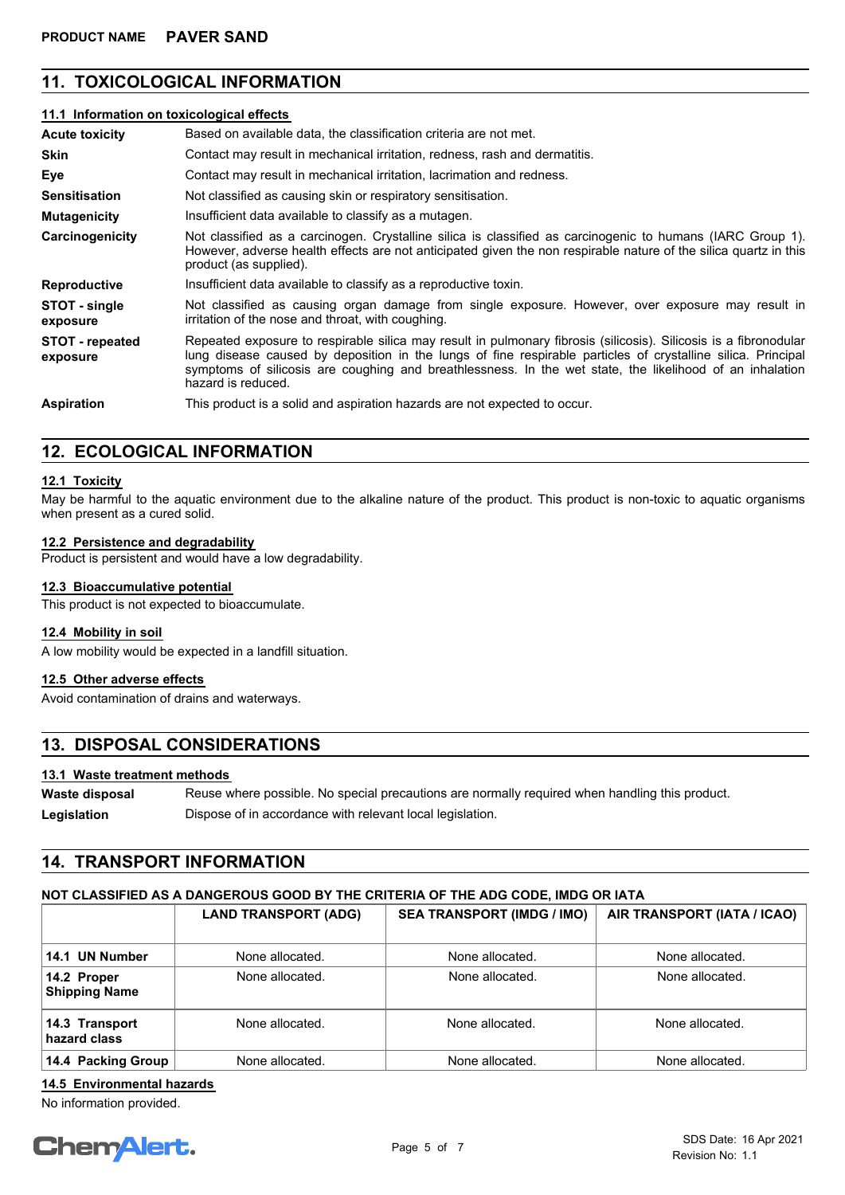## 11. TOXICOLOGICAL INFORMATION

### 11.1 Information on toxicological effects

| | |
|---|---|
| **Acute toxicity** | Based on available data, the classification criteria are not met. |
| **Skin** | Contact may result in mechanical irritation, redness, rash and dermatitis. |
| **Eye** | Contact may result in mechanical irritation, lacrimation and redness. |
| **Sensitisation** | Not classified as causing skin or respiratory sensitisation. |
| **Mutagenicity** | Insufficient data available to classify as a mutagen. |
| **Carcinogenicity** | Not classified as a carcinogen. Crystalline silica is classified as carcinogenic to humans (IARC Group 1). However, adverse health effects are not anticipated given the non respirable nature of the silica quartz in this product (as supplied). |
| **Reproductive** | Insufficient data available to classify as a reproductive toxin. |
| **STOT - single exposure** | Not classified as causing organ damage from single exposure. However, over exposure may result in irritation of the nose and throat, with coughing. |
| **STOT - repeated exposure** | Repeated exposure to respirable silica may result in pulmonary fibrosis (silicosis). Silicosis is a fibronodular lung disease caused by deposition in the lungs of fine respirable particles of crystalline silica. Principal symptoms of silicosis are coughing and breathlessness. In the wet state, the likelihood of an inhalation hazard is reduced. |
| **Aspiration** | This product is a solid and aspiration hazards are not expected to occur. |

## 12. ECOLOGICAL INFORMATION

### 12.1 Toxicity

May be harmful to the aquatic environment due to the alkaline nature of the product. This product is non-toxic to aquatic organisms when present as a cured solid.

### 12.2 Persistence and degradability

Product is persistent and would have a low degradability.

### 12.3 Bioaccumulative potential

This product is not expected to bioaccumulate.

### 12.4 Mobility in soil

A low mobility would be expected in a landfill situation.

### 12.5 Other adverse effects

Avoid contamination of drains and waterways.

## 13. DISPOSAL CONSIDERATIONS

### 13.1 Waste treatment methods

| | |
|---|---|
| **Waste disposal** | Reuse where possible. No special precautions are normally required when handling this product. |
| **Legislation** | Dispose of in accordance with relevant local legislation. |

## 14. TRANSPORT INFORMATION

**NOT CLASSIFIED AS A DANGEROUS GOOD BY THE CRITERIA OF THE ADG CODE, IMDG OR IATA**

| | LAND TRANSPORT (ADG) | SEA TRANSPORT (IMDG / IMO) | AIR TRANSPORT (IATA / ICAO) |
|---|---|---|---|
| **14.1 UN Number** | None allocated. | None allocated. | None allocated. |
| **14.2 Proper Shipping Name** | None allocated. | None allocated. | None allocated. |
| **14.3 Transport hazard class** | None allocated. | None allocated. | None allocated. |
| **14.4 Packing Group** | None allocated. | None allocated. | None allocated. |

### 14.5 Environmental hazards

No information provided.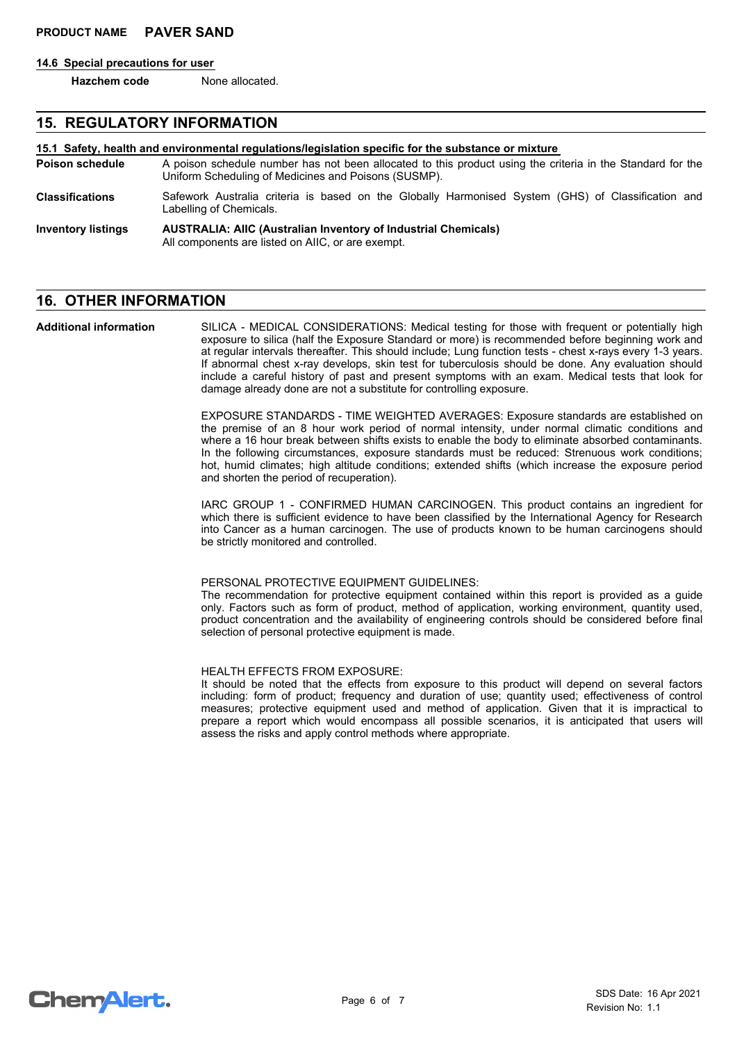#### 14.6 Special precautions for user

**Hazchem code** None allocated.

## 15. REGULATORY INFORMATION

#### 15.1 Safety, health and environmental regulations/legislation specific for the substance or mixture

**Poison schedule** A poison schedule number has not been allocated to this product using the criteria in the Standard for the Uniform Scheduling of Medicines and Poisons (SUSMP).

**Classifications** Safework Australia criteria is based on the Globally Harmonised System (GHS) of Classification and Labelling of Chemicals.

**Inventory listings** **AUSTRALIA: AIIC (Australian Inventory of Industrial Chemicals)**
All components are listed on AIIC, or are exempt.

## 16. OTHER INFORMATION

**Additional information**

SILICA - MEDICAL CONSIDERATIONS: Medical testing for those with frequent or potentially high exposure to silica (half the Exposure Standard or more) is recommended before beginning work and at regular intervals thereafter. This should include; Lung function tests - chest x-rays every 1-3 years. If abnormal chest x-ray develops, skin test for tuberculosis should be done. Any evaluation should include a careful history of past and present symptoms with an exam. Medical tests that look for damage already done are not a substitute for controlling exposure.

EXPOSURE STANDARDS - TIME WEIGHTED AVERAGES: Exposure standards are established on the premise of an 8 hour work period of normal intensity, under normal climatic conditions and where a 16 hour break between shifts exists to enable the body to eliminate absorbed contaminants. In the following circumstances, exposure standards must be reduced: Strenuous work conditions; hot, humid climates; high altitude conditions; extended shifts (which increase the exposure period and shorten the period of recuperation).

IARC GROUP 1 - CONFIRMED HUMAN CARCINOGEN. This product contains an ingredient for which there is sufficient evidence to have been classified by the International Agency for Research into Cancer as a human carcinogen. The use of products known to be human carcinogens should be strictly monitored and controlled.

PERSONAL PROTECTIVE EQUIPMENT GUIDELINES:
The recommendation for protective equipment contained within this report is provided as a guide only. Factors such as form of product, method of application, working environment, quantity used, product concentration and the availability of engineering controls should be considered before final selection of personal protective equipment is made.

HEALTH EFFECTS FROM EXPOSURE:
It should be noted that the effects from exposure to this product will depend on several factors including: form of product; frequency and duration of use; quantity used; effectiveness of control measures; protective equipment used and method of application. Given that it is impractical to prepare a report which would encompass all possible scenarios, it is anticipated that users will assess the risks and apply control methods where appropriate.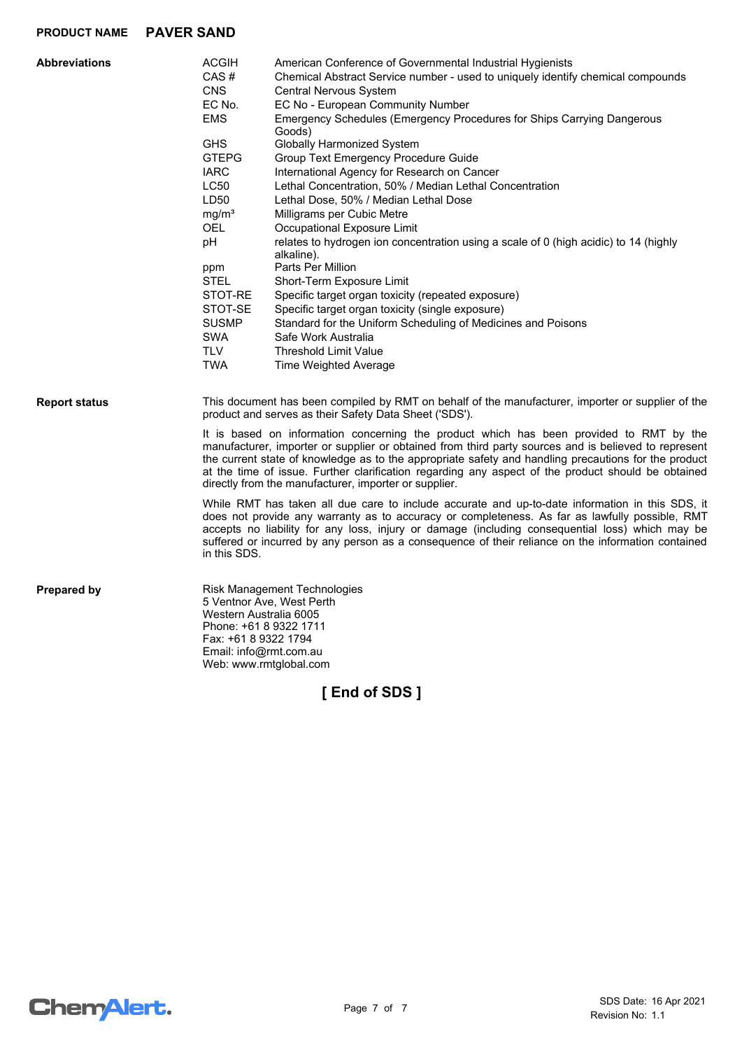**PRODUCT NAME** **PAVER SAND**

**Abbreviations**

| | |
|---|---|
| ACGIH | American Conference of Governmental Industrial Hygienists |
| CAS # | Chemical Abstract Service number - used to uniquely identify chemical compounds |
| CNS | Central Nervous System |
| EC No. | EC No - European Community Number |
| EMS | Emergency Schedules (Emergency Procedures for Ships Carrying Dangerous Goods) |
| GHS | Globally Harmonized System |
| GTEPG | Group Text Emergency Procedure Guide |
| IARC | International Agency for Research on Cancer |
| LC50 | Lethal Concentration, 50% / Median Lethal Concentration |
| LD50 | Lethal Dose, 50% / Median Lethal Dose |
| $mg/m^3$ | Milligrams per Cubic Metre |
| OEL | Occupational Exposure Limit |
| pH | relates to hydrogen ion concentration using a scale of 0 (high acidic) to 14 (highly alkaline). |
| ppm | Parts Per Million |
| STEL | Short-Term Exposure Limit |
| STOT-RE | Specific target organ toxicity (repeated exposure) |
| STOT-SE | Specific target organ toxicity (single exposure) |
| SUSMP | Standard for the Uniform Scheduling of Medicines and Poisons |
| SWA | Safe Work Australia |
| TLV | Threshold Limit Value |
| TWA | Time Weighted Average |

**Report status**

This document has been compiled by RMT on behalf of the manufacturer, importer or supplier of the product and serves as their Safety Data Sheet ('SDS').

It is based on information concerning the product which has been provided to RMT by the manufacturer, importer or supplier or obtained from third party sources and is believed to represent the current state of knowledge as to the appropriate safety and handling precautions for the product at the time of issue. Further clarification regarding any aspect of the product should be obtained directly from the manufacturer, importer or supplier.

While RMT has taken all due care to include accurate and up-to-date information in this SDS, it does not provide any warranty as to accuracy or completeness. As far as lawfully possible, RMT accepts no liability for any loss, injury or damage (including consequential loss) which may be suffered or incurred by any person as a consequence of their reliance on the information contained in this SDS.

**Prepared by**

Risk Management Technologies
5 Ventnor Ave, West Perth
Western Australia 6005
Phone: +61 8 9322 1711
Fax: +61 8 9322 1794
Email: info@rmt.com.au
Web: www.rmtglobal.com

**[ End of SDS ]**

SDS Date: 16 Apr 2021
Revision No: 1.1